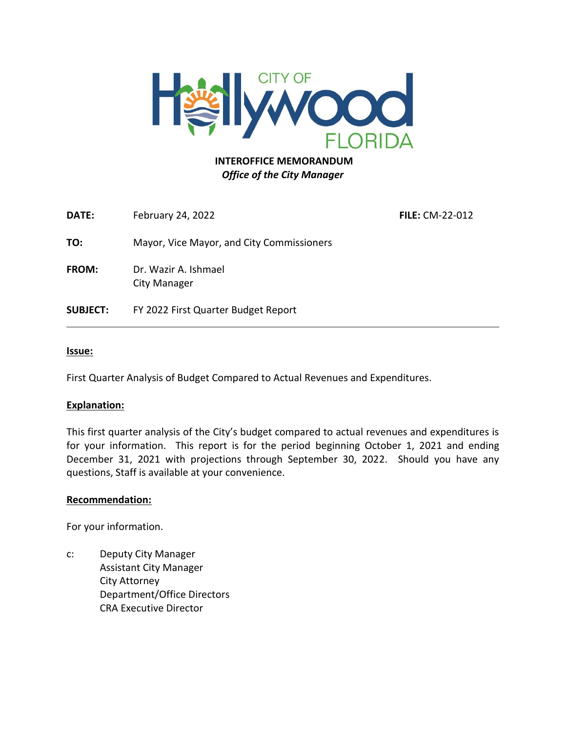CITY OF Hollywood FLORIDA

**INTEROFFICE MEMORANDUM**
***Office of the City Manager***

**DATE:** February 24, 2022 **FILE:** CM-22-012

**TO:** Mayor, Vice Mayor, and City Commissioners

**FROM:** Dr. Wazir A. Ishmael
City Manager

**SUBJECT:** FY 2022 First Quarter Budget Report

---

**Issue:**

First Quarter Analysis of Budget Compared to Actual Revenues and Expenditures.

**Explanation:**

This first quarter analysis of the City's budget compared to actual revenues and expenditures is for your information. This report is for the period beginning October 1, 2021 and ending December 31, 2021 with projections through September 30, 2022. Should you have any questions, Staff is available at your convenience.

**Recommendation:**

For your information.

c: Deputy City Manager
Assistant City Manager
City Attorney
Department/Office Directors
CRA Executive Director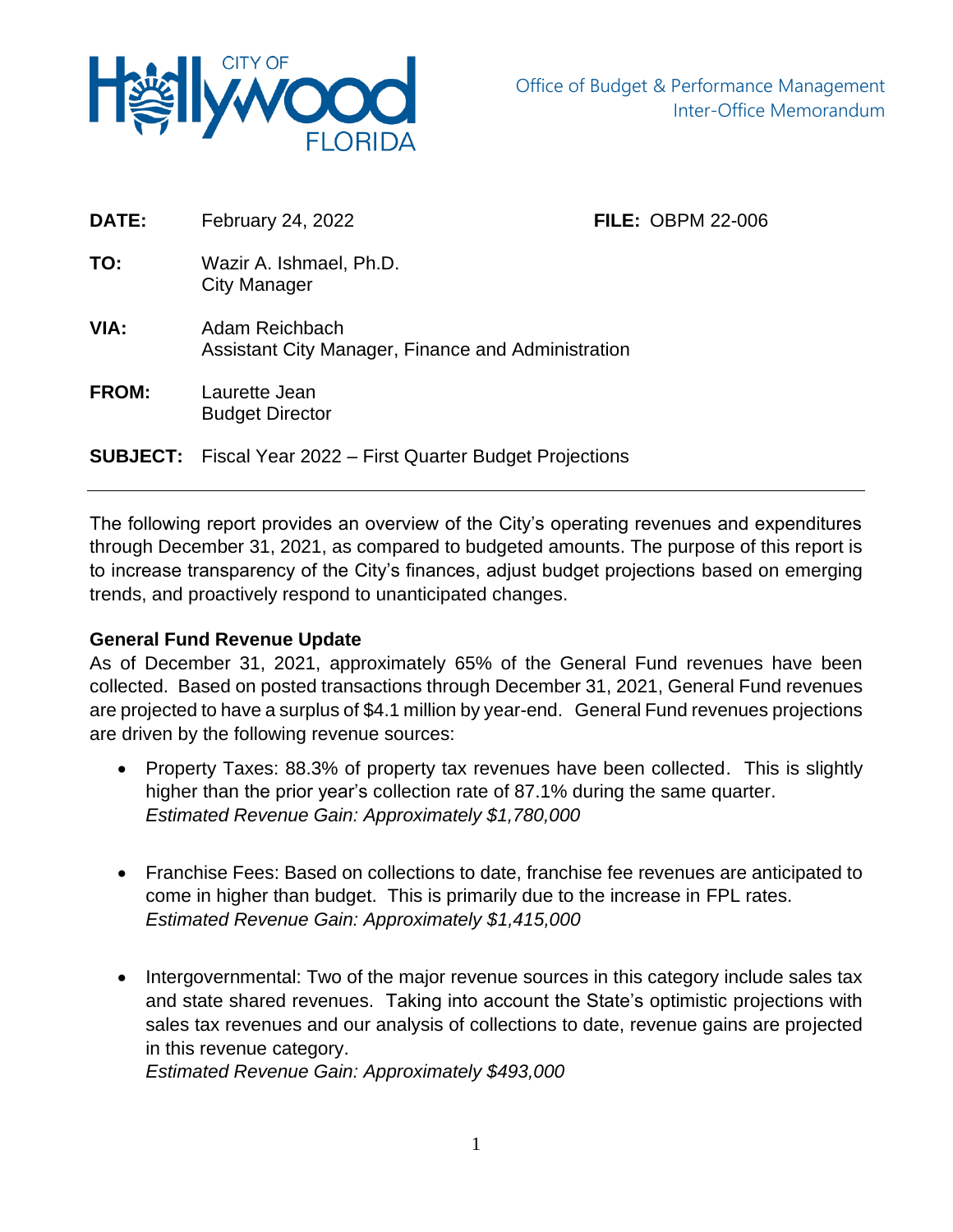Office of Budget & Performance Management
Inter-Office Memorandum

**DATE:** February 24, 2022 **FILE:** OBPM 22-006

**TO:** Wazir A. Ishmael, Ph.D.
City Manager

**VIA:** Adam Reichbach
Assistant City Manager, Finance and Administration

**FROM:** Laurette Jean
Budget Director

**SUBJECT:** Fiscal Year 2022 – First Quarter Budget Projections

---

The following report provides an overview of the City's operating revenues and expenditures through December 31, 2021, as compared to budgeted amounts. The purpose of this report is to increase transparency of the City's finances, adjust budget projections based on emerging trends, and proactively respond to unanticipated changes.

**General Fund Revenue Update**

As of December 31, 2021, approximately 65% of the General Fund revenues have been collected. Based on posted transactions through December 31, 2021, General Fund revenues are projected to have a surplus of $4.1 million by year-end. General Fund revenues projections are driven by the following revenue sources:

- Property Taxes: 88.3% of property tax revenues have been collected. This is slightly higher than the prior year's collection rate of 87.1% during the same quarter.
  *Estimated Revenue Gain: Approximately $1,780,000*

- Franchise Fees: Based on collections to date, franchise fee revenues are anticipated to come in higher than budget. This is primarily due to the increase in FPL rates.
  *Estimated Revenue Gain: Approximately $1,415,000*

- Intergovernmental: Two of the major revenue sources in this category include sales tax and state shared revenues. Taking into account the State's optimistic projections with sales tax revenues and our analysis of collections to date, revenue gains are projected in this revenue category.
  *Estimated Revenue Gain: Approximately $493,000*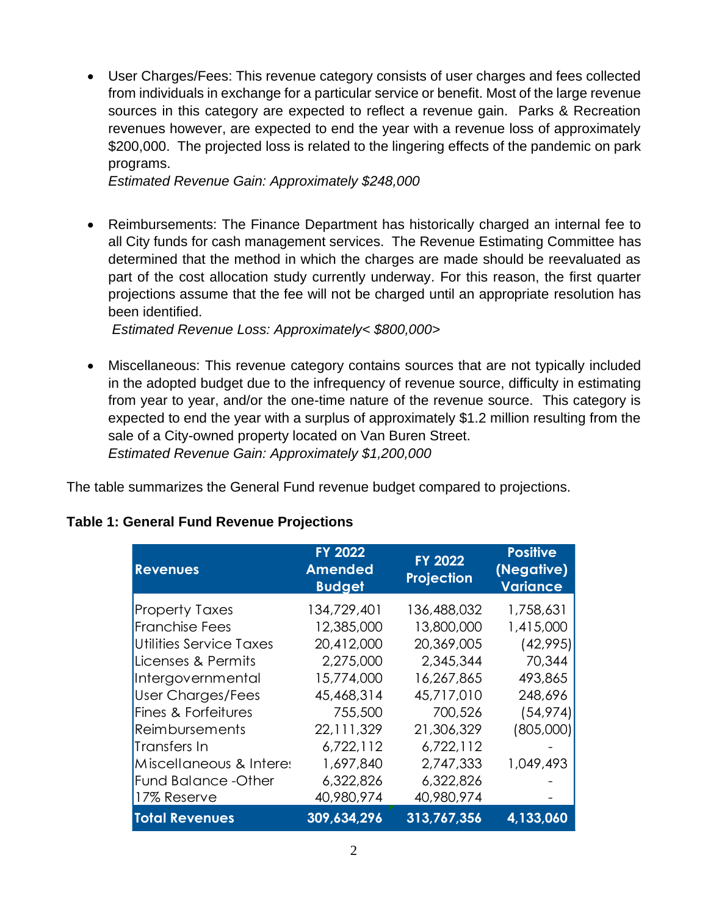- User Charges/Fees: This revenue category consists of user charges and fees collected from individuals in exchange for a particular service or benefit. Most of the large revenue sources in this category are expected to reflect a revenue gain. Parks & Recreation revenues however, are expected to end the year with a revenue loss of approximately $200,000. The projected loss is related to the lingering effects of the pandemic on park programs.
  *Estimated Revenue Gain: Approximately $248,000*

- Reimbursements: The Finance Department has historically charged an internal fee to all City funds for cash management services. The Revenue Estimating Committee has determined that the method in which the charges are made should be reevaluated as part of the cost allocation study currently underway. For this reason, the first quarter projections assume that the fee will not be charged until an appropriate resolution has been identified.
  *Estimated Revenue Loss: Approximately< $800,000>*

- Miscellaneous: This revenue category contains sources that are not typically included in the adopted budget due to the infrequency of revenue source, difficulty in estimating from year to year, and/or the one-time nature of the revenue source. This category is expected to end the year with a surplus of approximately $1.2 million resulting from the sale of a City-owned property located on Van Buren Street.
  *Estimated Revenue Gain: Approximately $1,200,000*

The table summarizes the General Fund revenue budget compared to projections.

**Table 1: General Fund Revenue Projections**

| Revenues | FY 2022 Amended Budget | FY 2022 Projection | Positive (Negative) Variance |
|---|---|---|---|
| Property Taxes | 134,729,401 | 136,488,032 | 1,758,631 |
| Franchise Fees | 12,385,000 | 13,800,000 | 1,415,000 |
| Utilities Service Taxes | 20,412,000 | 20,369,005 | (42,995) |
| Licenses & Permits | 2,275,000 | 2,345,344 | 70,344 |
| Intergovernmental | 15,774,000 | 16,267,865 | 493,865 |
| User Charges/Fees | 45,468,314 | 45,717,010 | 248,696 |
| Fines & Forfeitures | 755,500 | 700,526 | (54,974) |
| Reimbursements | 22,111,329 | 21,306,329 | (805,000) |
| Transfers In | 6,722,112 | 6,722,112 | - |
| Miscellaneous & Interes | 1,697,840 | 2,747,333 | 1,049,493 |
| Fund Balance -Other | 6,322,826 | 6,322,826 | - |
| 17% Reserve | 40,980,974 | 40,980,974 | - |
| **Total Revenues** | **309,634,296** | **313,767,356** | **4,133,060** |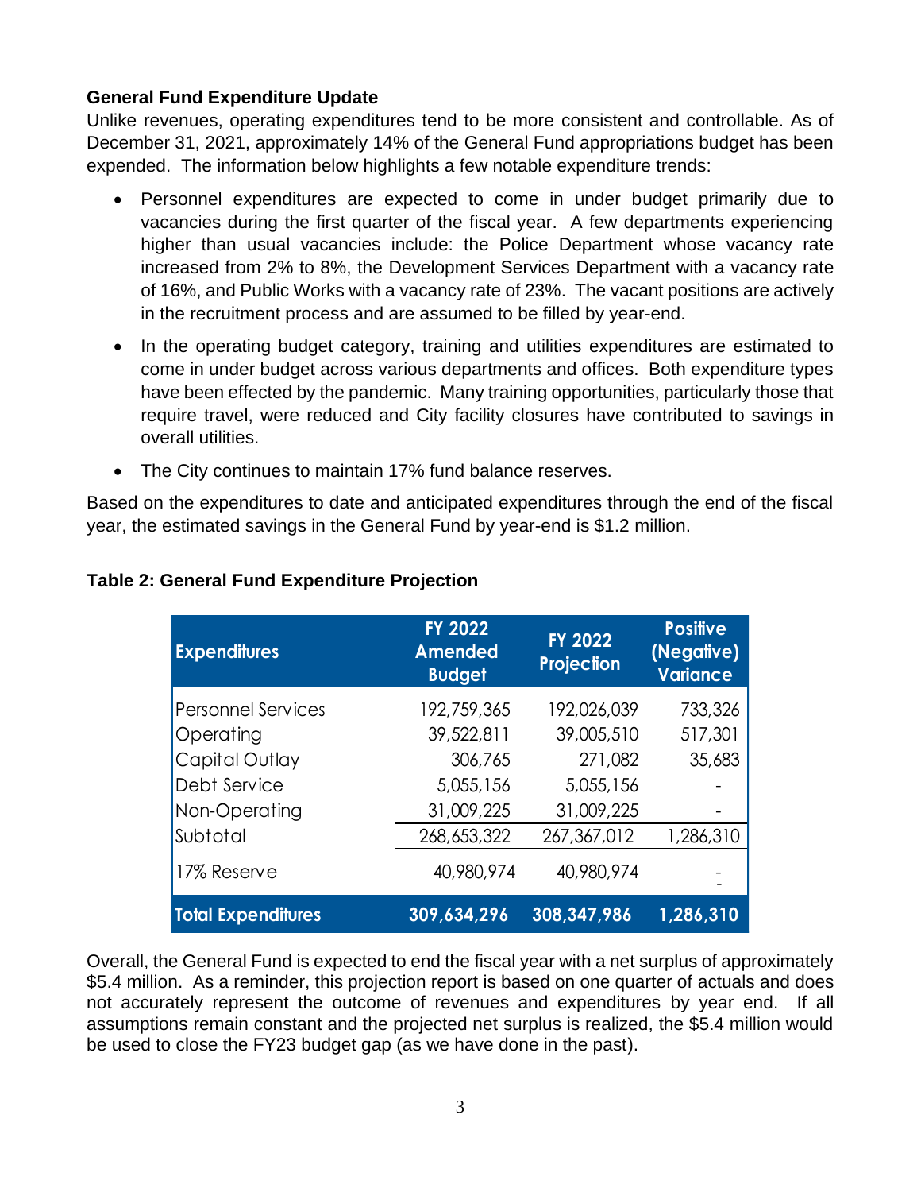**General Fund Expenditure Update**

Unlike revenues, operating expenditures tend to be more consistent and controllable. As of December 31, 2021, approximately 14% of the General Fund appropriations budget has been expended. The information below highlights a few notable expenditure trends:

- Personnel expenditures are expected to come in under budget primarily due to vacancies during the first quarter of the fiscal year. A few departments experiencing higher than usual vacancies include: the Police Department whose vacancy rate increased from 2% to 8%, the Development Services Department with a vacancy rate of 16%, and Public Works with a vacancy rate of 23%. The vacant positions are actively in the recruitment process and are assumed to be filled by year-end.
- In the operating budget category, training and utilities expenditures are estimated to come in under budget across various departments and offices. Both expenditure types have been effected by the pandemic. Many training opportunities, particularly those that require travel, were reduced and City facility closures have contributed to savings in overall utilities.
- The City continues to maintain 17% fund balance reserves.

Based on the expenditures to date and anticipated expenditures through the end of the fiscal year, the estimated savings in the General Fund by year-end is $1.2 million.

**Table 2: General Fund Expenditure Projection**

| Expenditures | FY 2022 Amended Budget | FY 2022 Projection | Positive (Negative) Variance |
|---|---|---|---|
| Personnel Services | 192,759,365 | 192,026,039 | 733,326 |
| Operating | 39,522,811 | 39,005,510 | 517,301 |
| Capital Outlay | 306,765 | 271,082 | 35,683 |
| Debt Service | 5,055,156 | 5,055,156 | - |
| Non-Operating | 31,009,225 | 31,009,225 | - |
| Subtotal | 268,653,322 | 267,367,012 | 1,286,310 |
| 17% Reserve | 40,980,974 | 40,980,974 | - |
| **Total Expenditures** | **309,634,296** | **308,347,986** | **1,286,310** |

Overall, the General Fund is expected to end the fiscal year with a net surplus of approximately $5.4 million. As a reminder, this projection report is based on one quarter of actuals and does not accurately represent the outcome of revenues and expenditures by year end. If all assumptions remain constant and the projected net surplus is realized, the $5.4 million would be used to close the FY23 budget gap (as we have done in the past).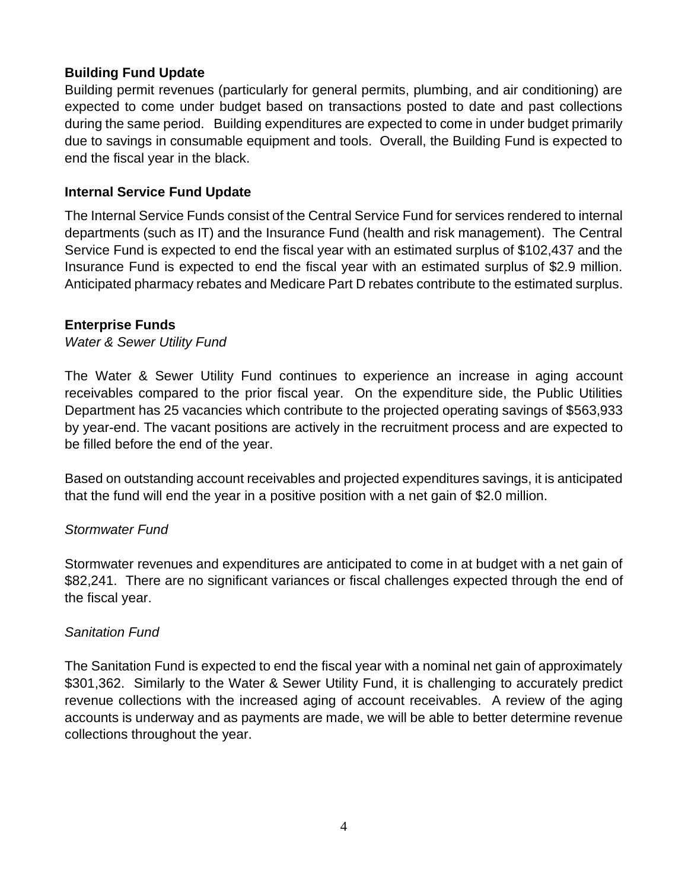## Building Fund Update

Building permit revenues (particularly for general permits, plumbing, and air conditioning) are expected to come under budget based on transactions posted to date and past collections during the same period. Building expenditures are expected to come in under budget primarily due to savings in consumable equipment and tools. Overall, the Building Fund is expected to end the fiscal year in the black.

## Internal Service Fund Update

The Internal Service Funds consist of the Central Service Fund for services rendered to internal departments (such as IT) and the Insurance Fund (health and risk management). The Central Service Fund is expected to end the fiscal year with an estimated surplus of $102,437 and the Insurance Fund is expected to end the fiscal year with an estimated surplus of $2.9 million. Anticipated pharmacy rebates and Medicare Part D rebates contribute to the estimated surplus.

## Enterprise Funds

*Water & Sewer Utility Fund*

The Water & Sewer Utility Fund continues to experience an increase in aging account receivables compared to the prior fiscal year. On the expenditure side, the Public Utilities Department has 25 vacancies which contribute to the projected operating savings of $563,933 by year-end. The vacant positions are actively in the recruitment process and are expected to be filled before the end of the year.

Based on outstanding account receivables and projected expenditures savings, it is anticipated that the fund will end the year in a positive position with a net gain of $2.0 million.

*Stormwater Fund*

Stormwater revenues and expenditures are anticipated to come in at budget with a net gain of $82,241. There are no significant variances or fiscal challenges expected through the end of the fiscal year.

*Sanitation Fund*

The Sanitation Fund is expected to end the fiscal year with a nominal net gain of approximately $301,362. Similarly to the Water & Sewer Utility Fund, it is challenging to accurately predict revenue collections with the increased aging of account receivables. A review of the aging accounts is underway and as payments are made, we will be able to better determine revenue collections throughout the year.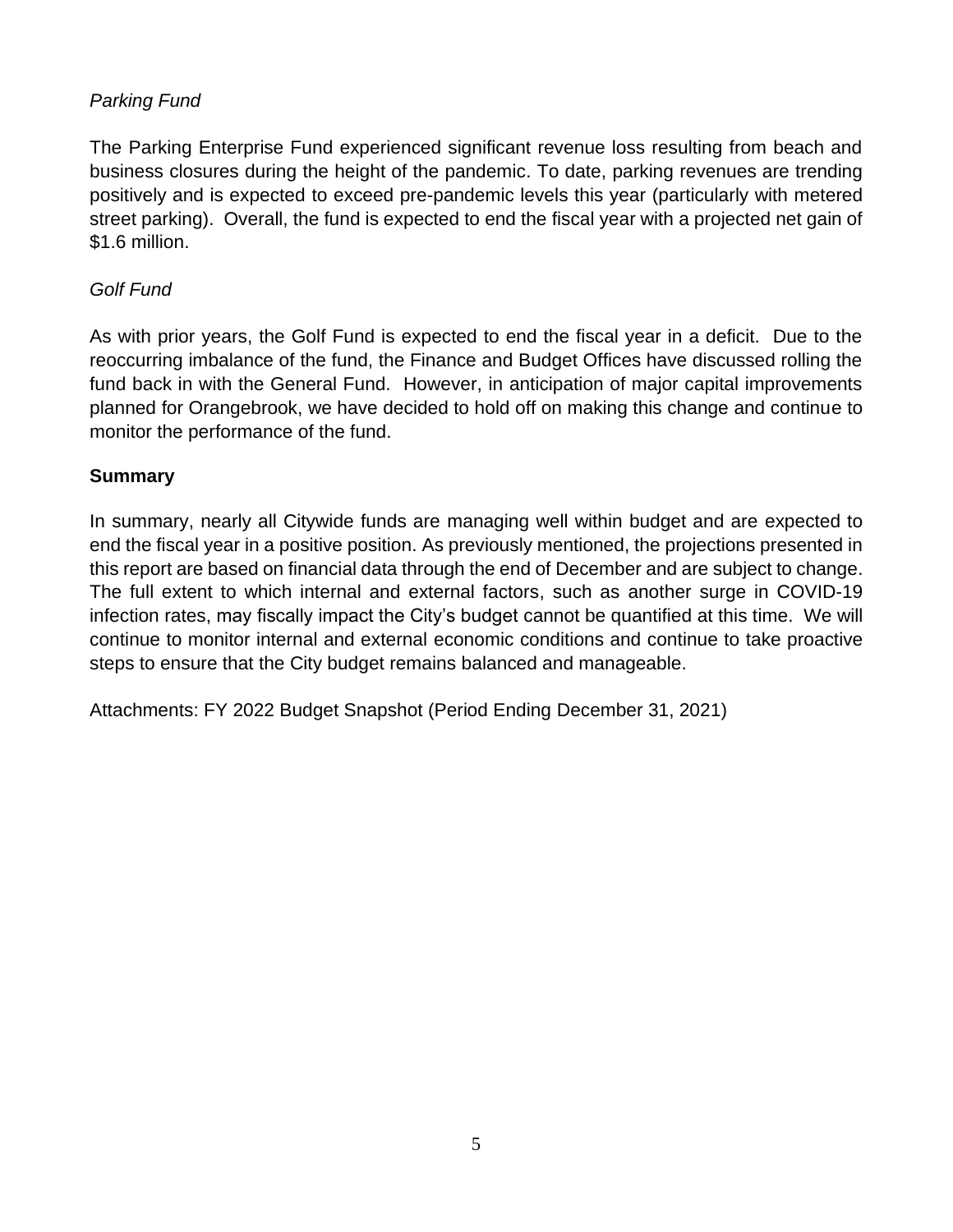*Parking Fund*

The Parking Enterprise Fund experienced significant revenue loss resulting from beach and business closures during the height of the pandemic. To date, parking revenues are trending positively and is expected to exceed pre-pandemic levels this year (particularly with metered street parking). Overall, the fund is expected to end the fiscal year with a projected net gain of $1.6 million.

*Golf Fund*

As with prior years, the Golf Fund is expected to end the fiscal year in a deficit. Due to the reoccurring imbalance of the fund, the Finance and Budget Offices have discussed rolling the fund back in with the General Fund. However, in anticipation of major capital improvements planned for Orangebrook, we have decided to hold off on making this change and continue to monitor the performance of the fund.

**Summary**

In summary, nearly all Citywide funds are managing well within budget and are expected to end the fiscal year in a positive position. As previously mentioned, the projections presented in this report are based on financial data through the end of December and are subject to change. The full extent to which internal and external factors, such as another surge in COVID-19 infection rates, may fiscally impact the City's budget cannot be quantified at this time. We will continue to monitor internal and external economic conditions and continue to take proactive steps to ensure that the City budget remains balanced and manageable.

Attachments: FY 2022 Budget Snapshot (Period Ending December 31, 2021)